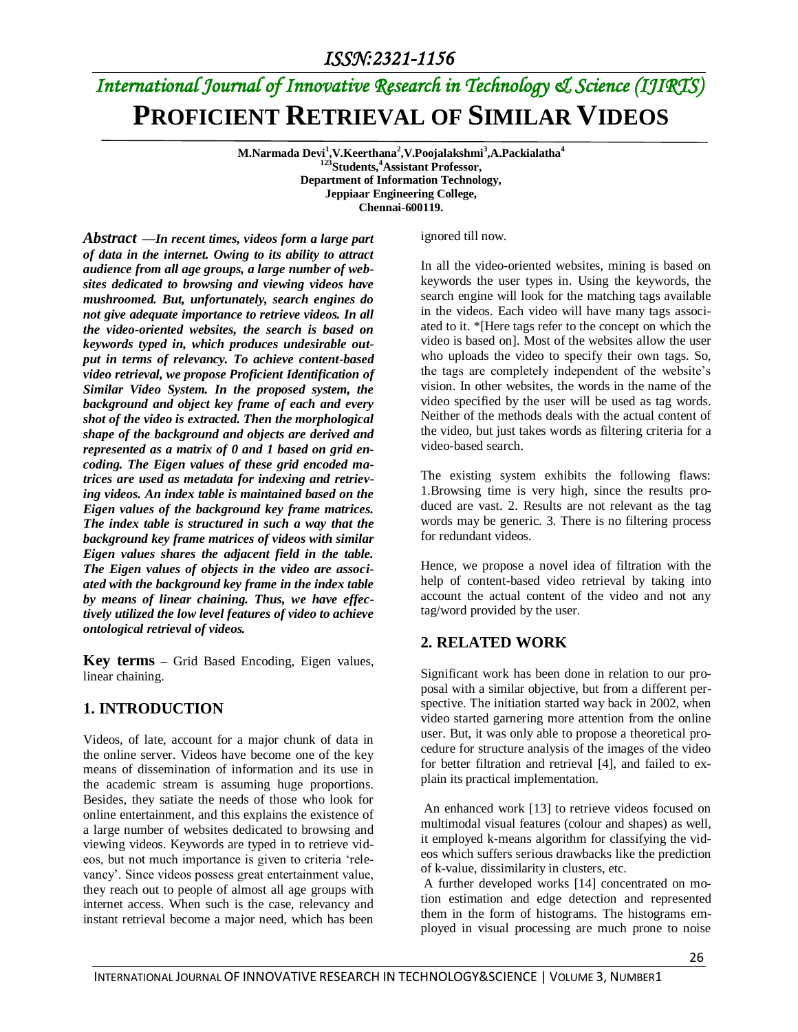# PROFICIENT RETRIEVAL OF SIMILAR VIDEOS

**M.Narmada Devi[1],V.Keerthana[2],V.Poojalakshmi[3],A.Packialatha[4]**
**[123]Students,[4]Assistant Professor,**
**Department of Information Technology,**
**Jeppiaar Engineering College,**
**Chennai-600119.**

***Abstract*** ***—In recent times, videos form a large part of data in the internet. Owing to its ability to attract audience from all age groups, a large number of websites dedicated to browsing and viewing videos have mushroomed. But, unfortunately, search engines do not give adequate importance to retrieve videos. In all the video-oriented websites, the search is based on keywords typed in, which produces undesirable output in terms of relevancy. To achieve content-based video retrieval, we propose Proficient Identification of Similar Video System. In the proposed system, the background and object key frame of each and every shot of the video is extracted. Then the morphological shape of the background and objects are derived and represented as a matrix of 0 and 1 based on grid encoding. The Eigen values of these grid encoded matrices are used as metadata for indexing and retrieving videos. An index table is maintained based on the Eigen values of the background key frame matrices. The index table is structured in such a way that the background key frame matrices of videos with similar Eigen values shares the adjacent field in the table. The Eigen values of objects in the video are associated with the background key frame in the index table by means of linear chaining. Thus, we have effectively utilized the low level features of video to achieve ontological retrieval of videos.***

**Key terms** – Grid Based Encoding, Eigen values, linear chaining.

## 1. INTRODUCTION

Videos, of late, account for a major chunk of data in the online server. Videos have become one of the key means of dissemination of information and its use in the academic stream is assuming huge proportions. Besides, they satiate the needs of those who look for online entertainment, and this explains the existence of a large number of websites dedicated to browsing and viewing videos. Keywords are typed in to retrieve videos, but not much importance is given to criteria 'relevancy'. Since videos possess great entertainment value, they reach out to people of almost all age groups with internet access. When such is the case, relevancy and instant retrieval become a major need, which has been ignored till now.

In all the video-oriented websites, mining is based on keywords the user types in. Using the keywords, the search engine will look for the matching tags available in the videos. Each video will have many tags associated to it. *[Here tags refer to the concept on which the video is based on]. Most of the websites allow the user who uploads the video to specify their own tags. So, the tags are completely independent of the website's vision. In other websites, the words in the name of the video specified by the user will be used as tag words. Neither of the methods deals with the actual content of the video, but just takes words as filtering criteria for a video-based search.

The existing system exhibits the following flaws: 1.Browsing time is very high, since the results produced are vast. 2. Results are not relevant as the tag words may be generic. 3. There is no filtering process for redundant videos.

Hence, we propose a novel idea of filtration with the help of content-based video retrieval by taking into account the actual content of the video and not any tag/word provided by the user.

## 2. RELATED WORK

Significant work has been done in relation to our proposal with a similar objective, but from a different perspective. The initiation started way back in 2002, when video started garnering more attention from the online user. But, it was only able to propose a theoretical procedure for structure analysis of the images of the video for better filtration and retrieval [4], and failed to explain its practical implementation.

An enhanced work [13] to retrieve videos focused on multimodal visual features (colour and shapes) as well, it employed k-means algorithm for classifying the videos which suffers serious drawbacks like the prediction of k-value, dissimilarity in clusters, etc.

A further developed works [14] concentrated on motion estimation and edge detection and represented them in the form of histograms. The histograms employed in visual processing are much prone to noise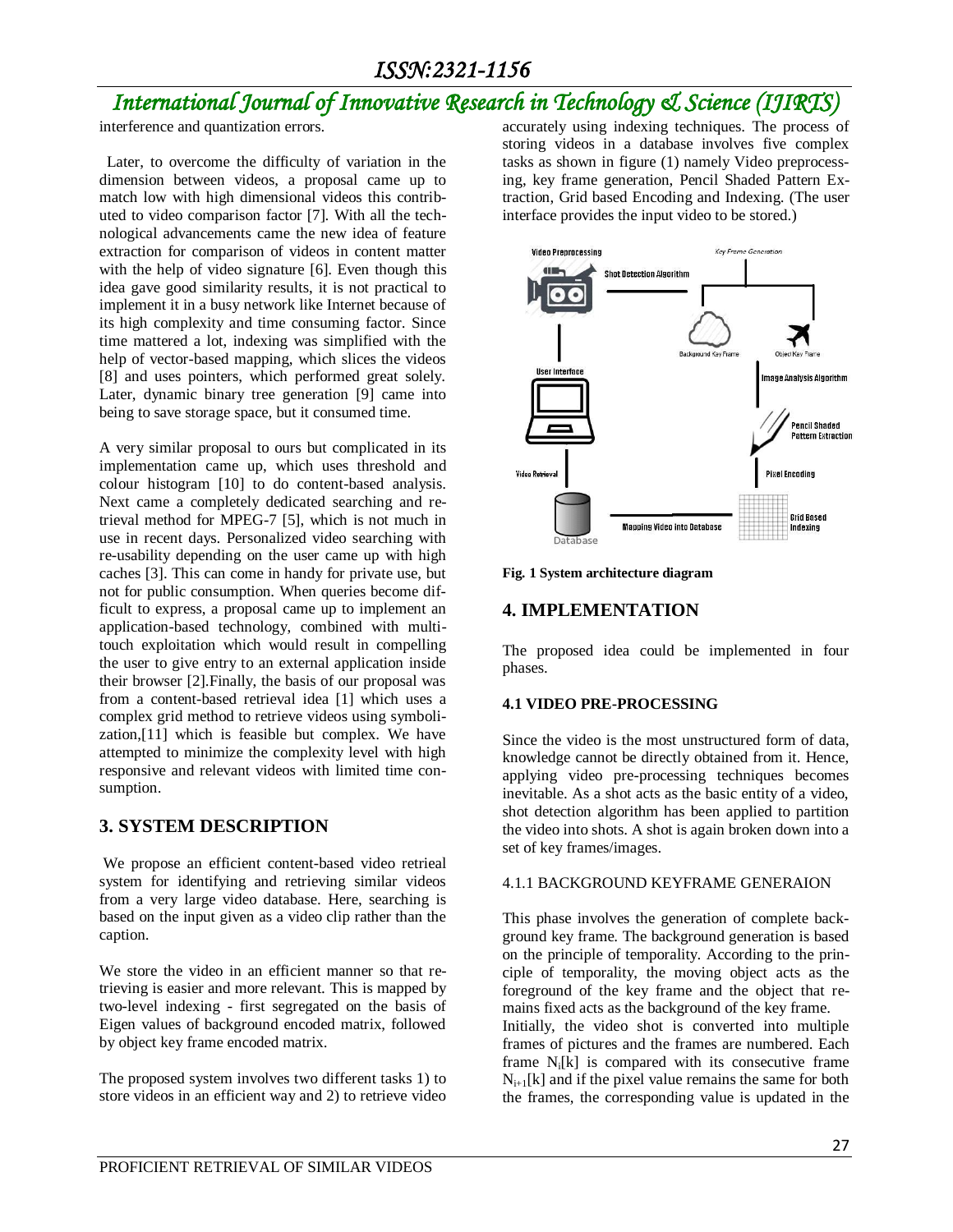interference and quantization errors.

Later, to overcome the difficulty of variation in the dimension between videos, a proposal came up to match low with high dimensional videos this contributed to video comparison factor [7]. With all the technological advancements came the new idea of feature extraction for comparison of videos in content matter with the help of video signature [6]. Even though this idea gave good similarity results, it is not practical to implement it in a busy network like Internet because of its high complexity and time consuming factor. Since time mattered a lot, indexing was simplified with the help of vector-based mapping, which slices the videos [8] and uses pointers, which performed great solely. Later, dynamic binary tree generation [9] came into being to save storage space, but it consumed time.

A very similar proposal to ours but complicated in its implementation came up, which uses threshold and colour histogram [10] to do content-based analysis. Next came a completely dedicated searching and retrieval method for MPEG-7 [5], which is not much in use in recent days. Personalized video searching with re-usability depending on the user came up with high caches [3]. This can come in handy for private use, but not for public consumption. When queries become difficult to express, a proposal came up to implement an application-based technology, combined with multi-touch exploitation which would result in compelling the user to give entry to an external application inside their browser [2].Finally, the basis of our proposal was from a content-based retrieval idea [1] which uses a complex grid method to retrieve videos using symbolization,[11] which is feasible but complex. We have attempted to minimize the complexity level with high responsive and relevant videos with limited time consumption.

## 3. SYSTEM DESCRIPTION

We propose an efficient content-based video retrieal system for identifying and retrieving similar videos from a very large video database. Here, searching is based on the input given as a video clip rather than the caption.

We store the video in an efficient manner so that retrieving is easier and more relevant. This is mapped by two-level indexing - first segregated on the basis of Eigen values of background encoded matrix, followed by object key frame encoded matrix.

The proposed system involves two different tasks 1) to store videos in an efficient way and 2) to retrieve video accurately using indexing techniques. The process of storing videos in a database involves five complex tasks as shown in figure (1) namely Video preprocessing, key frame generation, Pencil Shaded Pattern Extraction, Grid based Encoding and Indexing. (The user interface provides the input video to be stored.)

**Fig. 1 System architecture diagram**

## 4. IMPLEMENTATION

The proposed idea could be implemented in four phases.

### 4.1 VIDEO PRE-PROCESSING

Since the video is the most unstructured form of data, knowledge cannot be directly obtained from it. Hence, applying video pre-processing techniques becomes inevitable. As a shot acts as the basic entity of a video, shot detection algorithm has been applied to partition the video into shots. A shot is again broken down into a set of key frames/images.

#### 4.1.1 BACKGROUND KEYFRAME GENERAION

This phase involves the generation of complete background key frame. The background generation is based on the principle of temporality. According to the principle of temporality, the moving object acts as the foreground of the key frame and the object that remains fixed acts as the background of the key frame.

Initially, the video shot is converted into multiple frames of pictures and the frames are numbered. Each frame $N_i[k]$ is compared with its consecutive frame $N_{i+1}[k]$ and if the pixel value remains the same for both the frames, the corresponding value is updated in the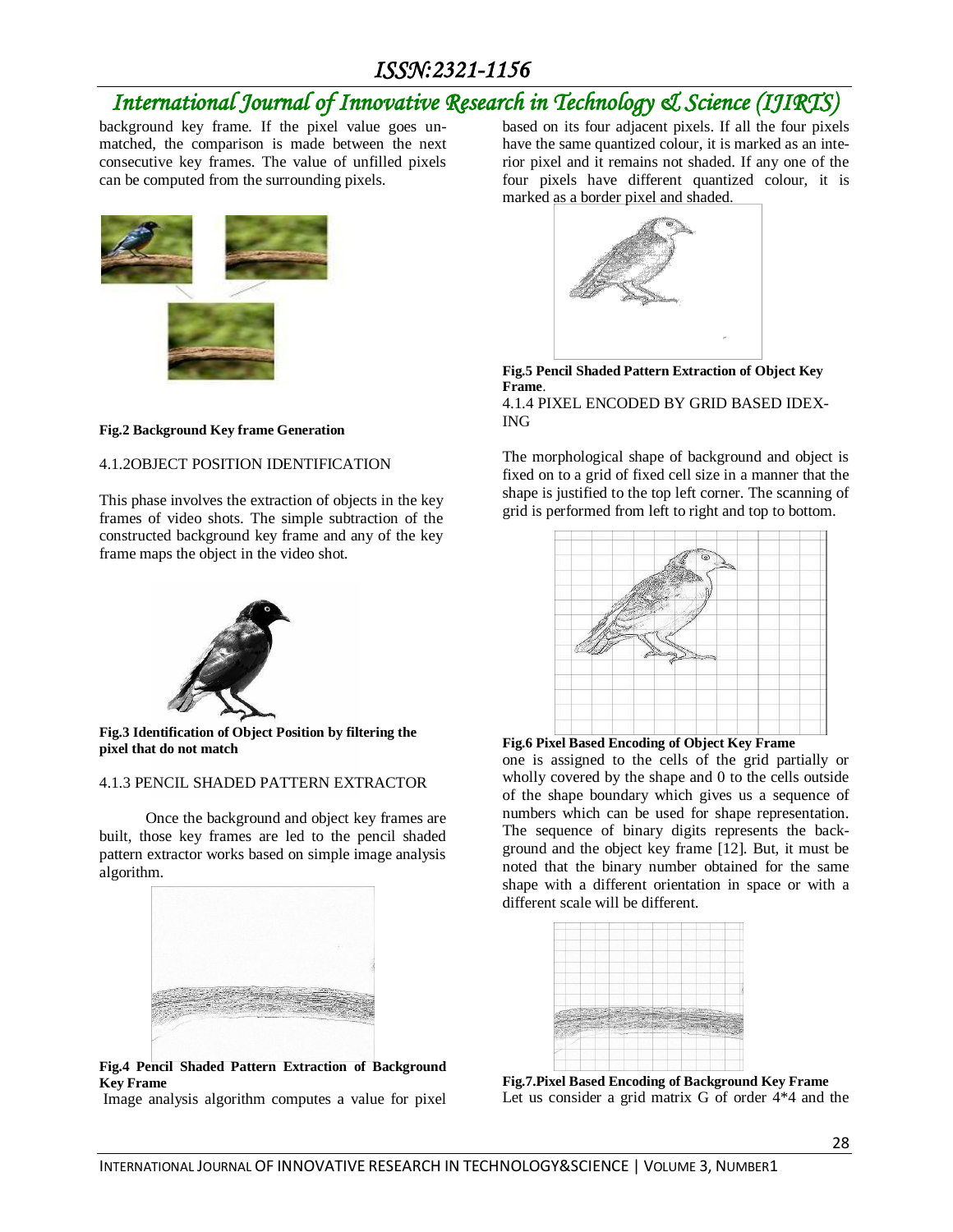background key frame. If the pixel value goes unmatched, the comparison is made between the next consecutive key frames. The value of unfilled pixels can be computed from the surrounding pixels.

**Fig.2 Background Key frame Generation**

### 4.1.2OBJECT POSITION IDENTIFICATION

This phase involves the extraction of objects in the key frames of video shots. The simple subtraction of the constructed background key frame and any of the key frame maps the object in the video shot.

**Fig.3 Identification of Object Position by filtering the pixel that do not match**

### 4.1.3 PENCIL SHADED PATTERN EXTRACTOR

Once the background and object key frames are built, those key frames are led to the pencil shaded pattern extractor works based on simple image analysis algorithm.

**Fig.4 Pencil Shaded Pattern Extraction of Background Key Frame**

Image analysis algorithm computes a value for pixel based on its four adjacent pixels. If all the four pixels have the same quantized colour, it is marked as an interior pixel and it remains not shaded. If any one of the four pixels have different quantized colour, it is marked as a border pixel and shaded.

**Fig.5 Pencil Shaded Pattern Extraction of Object Key Frame**.

### 4.1.4 PIXEL ENCODED BY GRID BASED IDEXING

The morphological shape of background and object is fixed on to a grid of fixed cell size in a manner that the shape is justified to the top left corner. The scanning of grid is performed from left to right and top to bottom.

**Fig.6 Pixel Based Encoding of Object Key Frame**

one is assigned to the cells of the grid partially or wholly covered by the shape and 0 to the cells outside of the shape boundary which gives us a sequence of numbers which can be used for shape representation. The sequence of binary digits represents the background and the object key frame [12]. But, it must be noted that the binary number obtained for the same shape with a different orientation in space or with a different scale will be different.

**Fig.7.Pixel Based Encoding of Background Key Frame**

Let us consider a grid matrix G of order 4*4 and the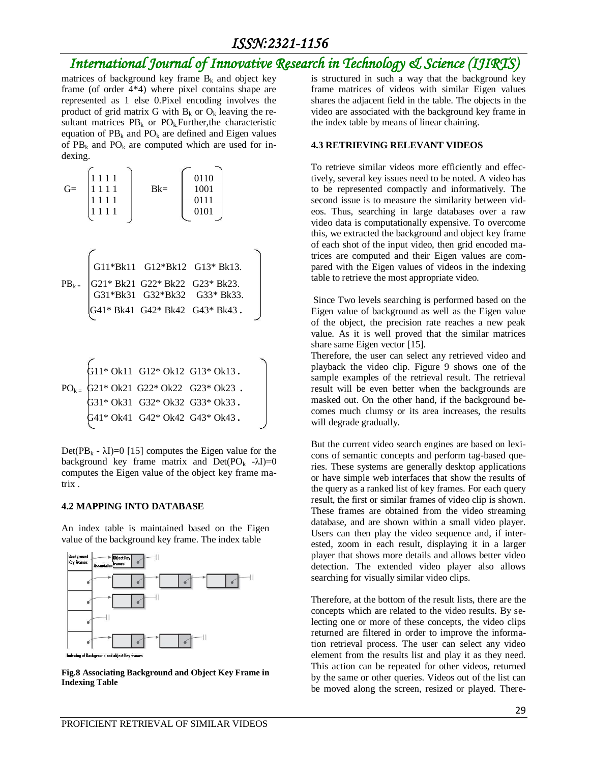matrices of background key frame $B_k$ and object key frame (of order 4*4) where pixel contains shape are represented as 1 else 0.Pixel encoding involves the product of grid matrix G with $B_k$ or $O_k$ leaving the resultant matrices $PB_k$ or $PO_k$.Further,the characteristic equation of $PB_k$ and $PO_k$ are defined and Eigen values of $PB_k$ and $PO_k$ are computed which are used for indexing.

$$G = \begin{pmatrix} 1\,1\,1\,1 \\ 1\,1\,1\,1 \\ 1\,1\,1\,1 \\ 1\,1\,1\,1 \end{pmatrix} \qquad Bk = \begin{pmatrix} 0110 \\ 1001 \\ 0111 \\ 0101 \end{pmatrix}$$

$$PB_k = \begin{pmatrix} G11{*}Bk11 & G12{*}Bk12 & G13{*}Bk13. \\ G21{*}Bk21 & G22{*}Bk22 & G23{*}Bk23. \\ G31{*}Bk31 & G32{*}Bk32 & G33{*}Bk33. \\ G41{*}Bk41 & G42{*}Bk42 & G43{*}Bk43. \end{pmatrix}$$

$$PO_k = \begin{pmatrix} G11{*}Ok11 & G12{*}Ok12 & G13{*}Ok13. \\ G21{*}Ok21 & G22{*}Ok22 & G23{*}Ok23. \\ G31{*}Ok31 & G32{*}Ok32 & G33{*}Ok33. \\ G41{*}Ok41 & G42{*}Ok42 & G43{*}Ok43. \end{pmatrix}$$

$Det(PB_k - \lambda I)=0$ [15] computes the Eigen value for the background key frame matrix and $Det(PO_k - \lambda I)=0$ computes the Eigen value of the object key frame matrix .

### 4.2 MAPPING INTO DATABASE

An index table is maintained based on the Eigen value of the background key frame. The index table is structured in such a way that the background key frame matrices of videos with similar Eigen values shares the adjacent field in the table. The objects in the video are associated with the background key frame in the index table by means of linear chaining.

**Fig.8 Associating Background and Object Key Frame in Indexing Table**

### 4.3 RETRIEVING RELEVANT VIDEOS

To retrieve similar videos more efficiently and effectively, several key issues need to be noted. A video has to be represented compactly and informatively. The second issue is to measure the similarity between videos. Thus, searching in large databases over a raw video data is computationally expensive. To overcome this, we extracted the background and object key frame of each shot of the input video, then grid encoded matrices are computed and their Eigen values are compared with the Eigen values of videos in the indexing table to retrieve the most appropriate video.

Since Two levels searching is performed based on the Eigen value of background as well as the Eigen value of the object, the precision rate reaches a new peak value. As it is well proved that the similar matrices share same Eigen vector [15].

Therefore, the user can select any retrieved video and playback the video clip. Figure 9 shows one of the sample examples of the retrieval result. The retrieval result will be even better when the backgrounds are masked out. On the other hand, if the background becomes much clumsy or its area increases, the results will degrade gradually.

But the current video search engines are based on lexicons of semantic concepts and perform tag-based queries. These systems are generally desktop applications or have simple web interfaces that show the results of the query as a ranked list of key frames. For each query result, the first or similar frames of video clip is shown. These frames are obtained from the video streaming database, and are shown within a small video player. Users can then play the video sequence and, if interested, zoom in each result, displaying it in a larger player that shows more details and allows better video detection. The extended video player also allows searching for visually similar video clips.

Therefore, at the bottom of the result lists, there are the concepts which are related to the video results. By selecting one or more of these concepts, the video clips returned are filtered in order to improve the information retrieval process. The user can select any video element from the results list and play it as they need. This action can be repeated for other videos, returned by the same or other queries. Videos out of the list can be moved along the screen, resized or played. There-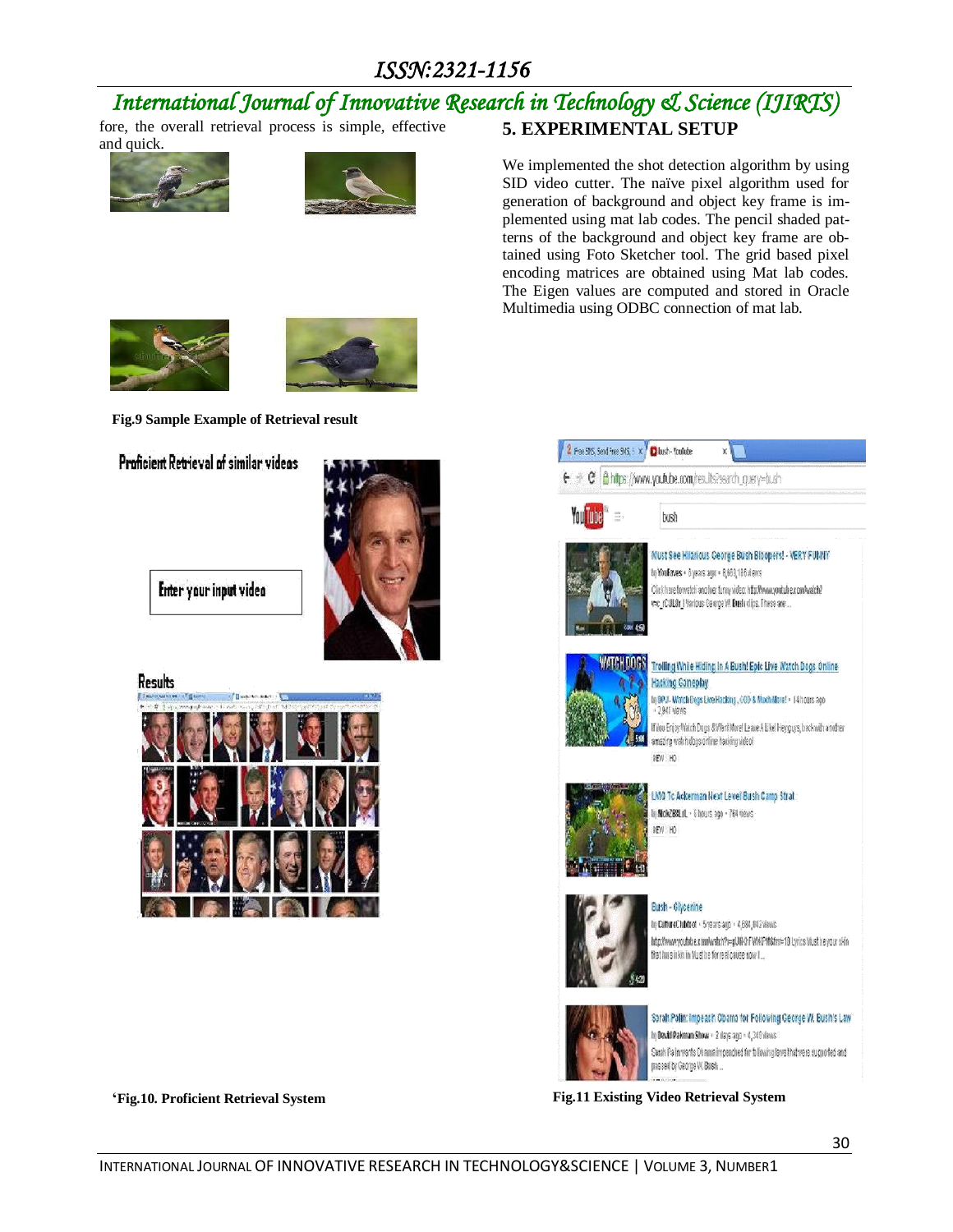fore, the overall retrieval process is simple, effective and quick.

**Fig.9 Sample Example of Retrieval result**

'**Fig.10. Proficient Retrieval System**

## 5. EXPERIMENTAL SETUP

We implemented the shot detection algorithm by using SID video cutter. The naïve pixel algorithm used for generation of background and object key frame is implemented using mat lab codes. The pencil shaded patterns of the background and object key frame are obtained using Foto Sketcher tool. The grid based pixel encoding matrices are obtained using Mat lab codes. The Eigen values are computed and stored in Oracle Multimedia using ODBC connection of mat lab.

**Fig.11 Existing Video Retrieval System**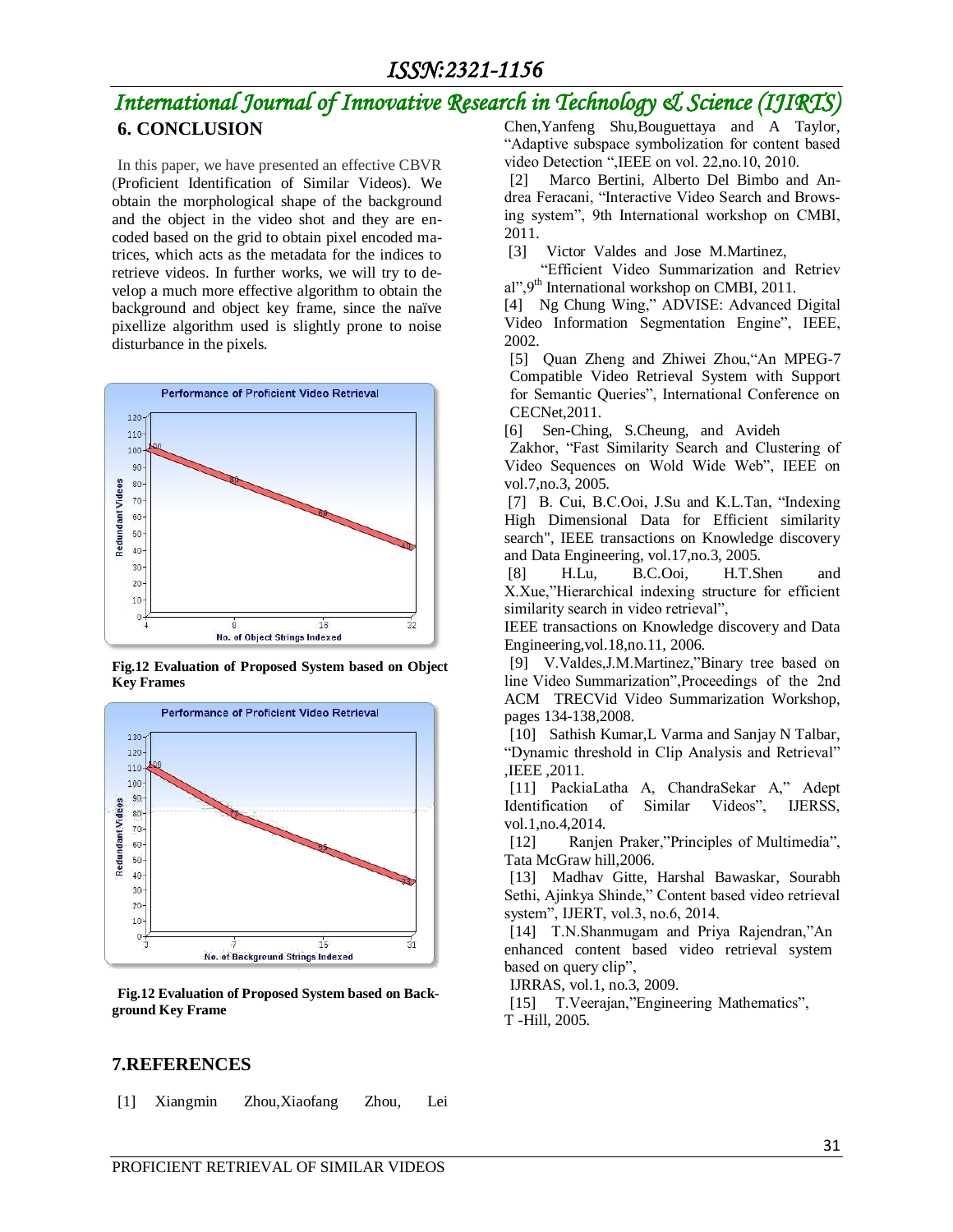## 6. CONCLUSION

In this paper, we have presented an effective CBVR (Proficient Identification of Similar Videos). We obtain the morphological shape of the background and the object in the video shot and they are encoded based on the grid to obtain pixel encoded matrices, which acts as the metadata for the indices to retrieve videos. In further works, we will try to develop a much more effective algorithm to obtain the background and object key frame, since the naïve pixellize algorithm used is slightly prone to noise disturbance in the pixels.

Performance of Proficient Video Retrieval

Redundant Videos

0 10 20 30 40 50 60 70 80 90 100 110 120

100 82 60 40

4 8 16 32

No. of Object Strings Indexed

**Fig.12 Evaluation of Proposed System based on Object Key Frames**

Performance of Proficient Video Retrieval

Redundant Videos

0 10 20 30 40 50 60 70 80 90 100 110 120 130

109 77 55 33

3 7 15 31

No. of Background Strings Indexed

**Fig.12 Evaluation of Proposed System based on Background Key Frame**

## 7.REFERENCES

[1] Xiangmin Zhou,Xiaofang Zhou, Lei Chen,Yanfeng Shu,Bouguettaya and A Taylor, "Adaptive subspace symbolization for content based video Detection ",IEEE on vol. 22,no.10, 2010.

[2] Marco Bertini, Alberto Del Bimbo and Andrea Feracani, "Interactive Video Search and Browsing system", 9th International workshop on CMBI, 2011.

[3] Victor Valdes and Jose M.Martinez, "Efficient Video Summarization and Retrieval",9th International workshop on CMBI, 2011.

[4] Ng Chung Wing," ADVISE: Advanced Digital Video Information Segmentation Engine", IEEE, 2002.

[5] Quan Zheng and Zhiwei Zhou,"An MPEG-7 Compatible Video Retrieval System with Support for Semantic Queries", International Conference on CECNet,2011.

[6] Sen-Ching, S.Cheung, and Avideh Zakhor, "Fast Similarity Search and Clustering of Video Sequences on Wold Wide Web", IEEE on vol.7,no.3, 2005.

[7] B. Cui, B.C.Ooi, J.Su and K.L.Tan, "Indexing High Dimensional Data for Efficient similarity search", IEEE transactions on Knowledge discovery and Data Engineering, vol.17,no.3, 2005.

[8] H.Lu, B.C.Ooi, H.T.Shen and X.Xue,"Hierarchical indexing structure for efficient similarity search in video retrieval", IEEE transactions on Knowledge discovery and Data Engineering,vol.18,no.11, 2006.

[9] V.Valdes,J.M.Martinez,"Binary tree based on line Video Summarization",Proceedings of the 2nd ACM TRECVid Video Summarization Workshop, pages 134-138,2008.

[10] Sathish Kumar,L Varma and Sanjay N Talbar, "Dynamic threshold in Clip Analysis and Retrieval" ,IEEE ,2011.

[11] PackiaLatha A, ChandraSekar A," Adept Identification of Similar Videos", IJERSS, vol.1,no.4,2014.

[12] Ranjen Praker,"Principles of Multimedia", Tata McGraw hill,2006.

[13] Madhav Gitte, Harshal Bawaskar, Sourabh Sethi, Ajinkya Shinde," Content based video retrieval system", IJERT, vol.3, no.6, 2014.

[14] T.N.Shanmugam and Priya Rajendran,"An enhanced content based video retrieval system based on query clip", IJRRAS, vol.1, no.3, 2009.

[15] T.Veerajan,"Engineering Mathematics", T -Hill, 2005.